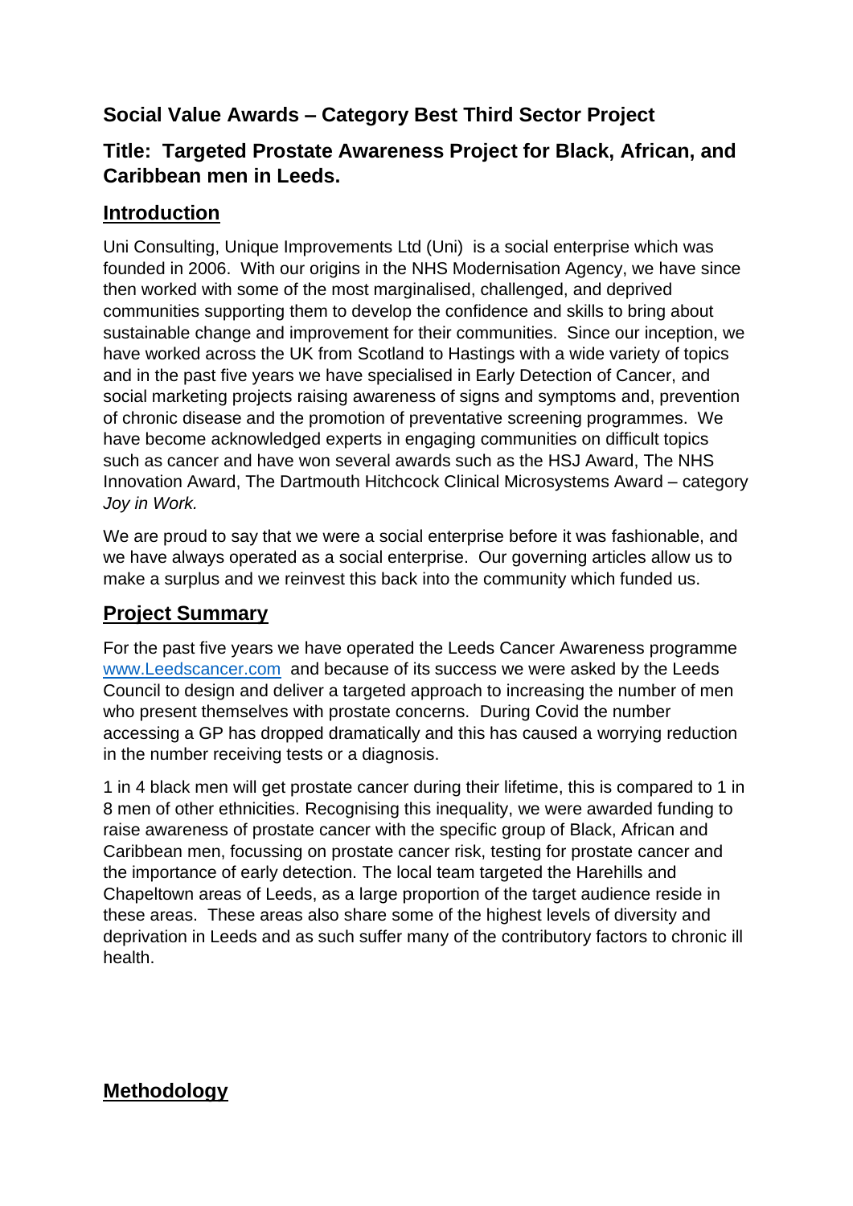## Social Value Awards – Category Best Third Sector Project

## Title: Targeted Prostate Awareness Project for Black, African, and Caribbean men in Leeds.

## Introduction

Uni Consulting, Unique Improvements Ltd (Uni) is a social enterprise which was founded in 2006. With our origins in the NHS Modernisation Agency, we have since then worked with some of the most marginalised, challenged, and deprived communities supporting them to develop the confidence and skills to bring about sustainable change and improvement for their communities. Since our inception, we have worked across the UK from Scotland to Hastings with a wide variety of topics and in the past five years we have specialised in Early Detection of Cancer, and social marketing projects raising awareness of signs and symptoms and, prevention of chronic disease and the promotion of preventative screening programmes. We have become acknowledged experts in engaging communities on difficult topics such as cancer and have won several awards such as the HSJ Award, The NHS Innovation Award, The Dartmouth Hitchcock Clinical Microsystems Award – category *Joy in Work.*

We are proud to say that we were a social enterprise before it was fashionable, and we have always operated as a social enterprise. Our governing articles allow us to make a surplus and we reinvest this back into the community which funded us.

## Project Summary

For the past five years we have operated the Leeds Cancer Awareness programme [www.Leedscancer.com](www.Leedscancer.com) and because of its success we were asked by the Leeds Council to design and deliver a targeted approach to increasing the number of men who present themselves with prostate concerns. During Covid the number accessing a GP has dropped dramatically and this has caused a worrying reduction in the number receiving tests or a diagnosis.

1 in 4 black men will get prostate cancer during their lifetime, this is compared to 1 in 8 men of other ethnicities. Recognising this inequality, we were awarded funding to raise awareness of prostate cancer with the specific group of Black, African and Caribbean men, focussing on prostate cancer risk, testing for prostate cancer and the importance of early detection. The local team targeted the Harehills and Chapeltown areas of Leeds, as a large proportion of the target audience reside in these areas. These areas also share some of the highest levels of diversity and deprivation in Leeds and as such suffer many of the contributory factors to chronic ill health.

## Methodology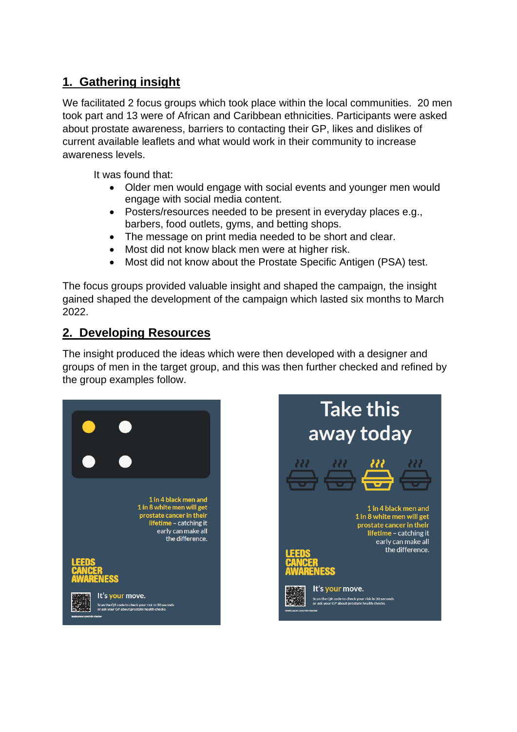## 1. Gathering insight

We facilitated 2 focus groups which took place within the local communities. 20 men took part and 13 were of African and Caribbean ethnicities. Participants were asked about prostate awareness, barriers to contacting their GP, likes and dislikes of current available leaflets and what would work in their community to increase awareness levels.

It was found that:

- Older men would engage with social events and younger men would engage with social media content.
- Posters/resources needed to be present in everyday places e.g., barbers, food outlets, gyms, and betting shops.
- The message on print media needed to be short and clear.
- Most did not know black men were at higher risk.
- Most did not know about the Prostate Specific Antigen (PSA) test.

The focus groups provided valuable insight and shaped the campaign, the insight gained shaped the development of the campaign which lasted six months to March 2022.

## 2. Developing Resources

The insight produced the ideas which were then developed with a designer and groups of men in the target group, and this was then further checked and refined by the group examples follow.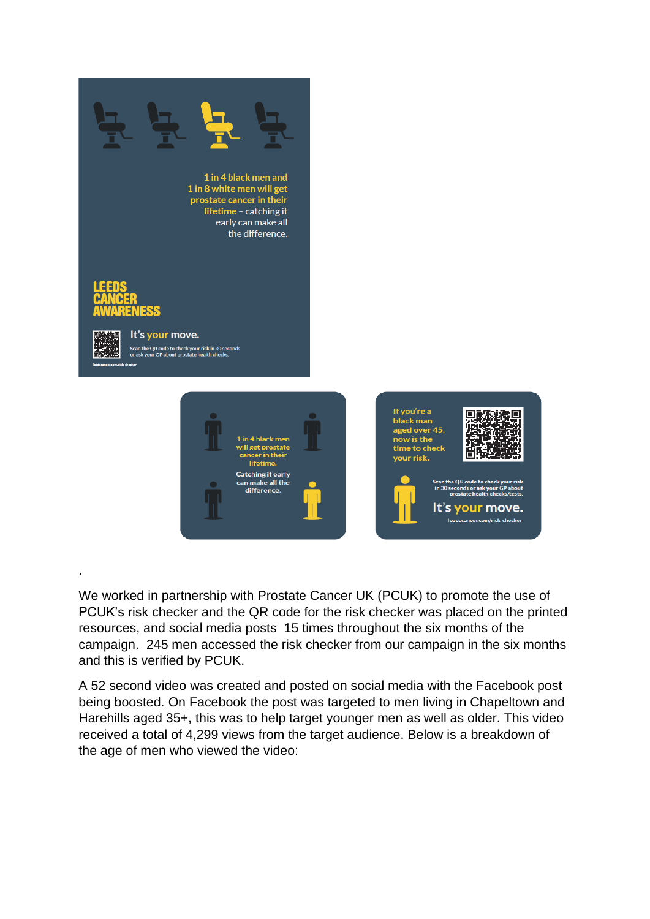We worked in partnership with Prostate Cancer UK (PCUK) to promote the use of PCUK's risk checker and the QR code for the risk checker was placed on the printed resources, and social media posts 15 times throughout the six months of the campaign. 245 men accessed the risk checker from our campaign in the six months and this is verified by PCUK.

A 52 second video was created and posted on social media with the Facebook post being boosted. On Facebook the post was targeted to men living in Chapeltown and Harehills aged 35+, this was to help target younger men as well as older. This video received a total of 4,299 views from the target audience. Below is a breakdown of the age of men who viewed the video: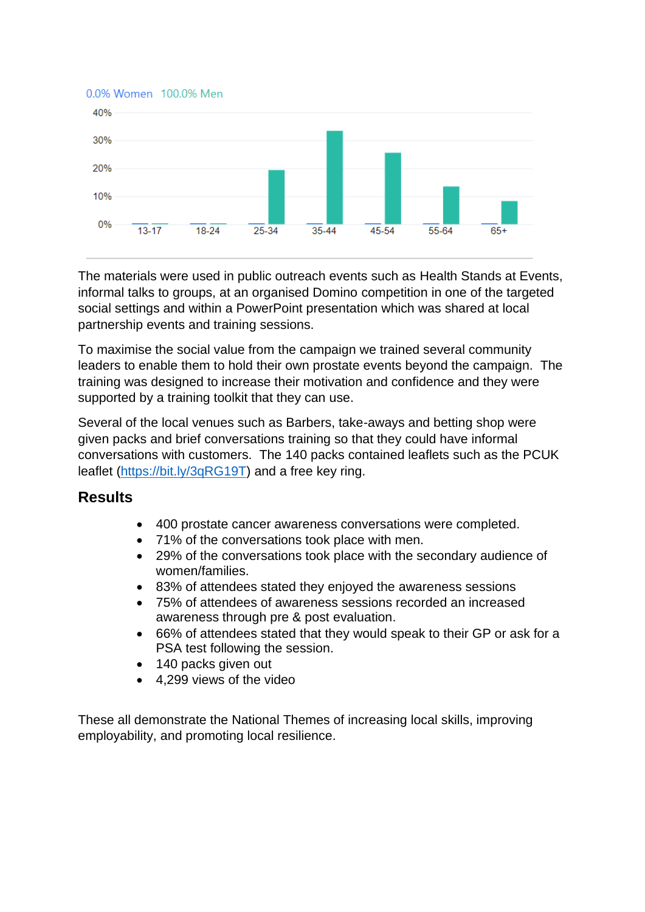0.0% Women 100.0% Men

The materials were used in public outreach events such as Health Stands at Events, informal talks to groups, at an organised Domino competition in one of the targeted social settings and within a PowerPoint presentation which was shared at local partnership events and training sessions.

To maximise the social value from the campaign we trained several community leaders to enable them to hold their own prostate events beyond the campaign. The training was designed to increase their motivation and confidence and they were supported by a training toolkit that they can use.

Several of the local venues such as Barbers, take-aways and betting shop were given packs and brief conversations training so that they could have informal conversations with customers. The 140 packs contained leaflets such as the PCUK leaflet (https://bit.ly/3qRG19T) and a free key ring.

## Results

- 400 prostate cancer awareness conversations were completed.
- 71% of the conversations took place with men.
- 29% of the conversations took place with the secondary audience of women/families.
- 83% of attendees stated they enjoyed the awareness sessions
- 75% of attendees of awareness sessions recorded an increased awareness through pre & post evaluation.
- 66% of attendees stated that they would speak to their GP or ask for a PSA test following the session.
- 140 packs given out
- 4,299 views of the video

These all demonstrate the National Themes of increasing local skills, improving employability, and promoting local resilience.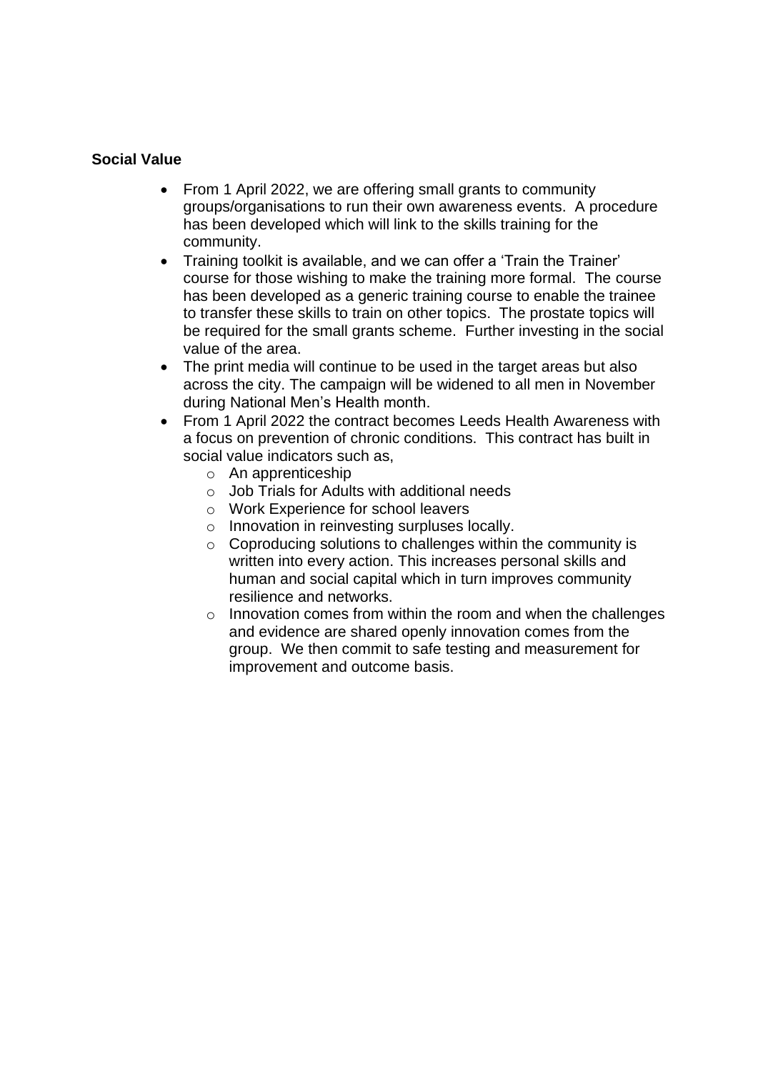**Social Value**

- From 1 April 2022, we are offering small grants to community groups/organisations to run their own awareness events. A procedure has been developed which will link to the skills training for the community.
- Training toolkit is available, and we can offer a 'Train the Trainer' course for those wishing to make the training more formal. The course has been developed as a generic training course to enable the trainee to transfer these skills to train on other topics. The prostate topics will be required for the small grants scheme. Further investing in the social value of the area.
- The print media will continue to be used in the target areas but also across the city. The campaign will be widened to all men in November during National Men's Health month.
- From 1 April 2022 the contract becomes Leeds Health Awareness with a focus on prevention of chronic conditions. This contract has built in social value indicators such as,
  - An apprenticeship
  - Job Trials for Adults with additional needs
  - Work Experience for school leavers
  - Innovation in reinvesting surpluses locally.
  - Coproducing solutions to challenges within the community is written into every action. This increases personal skills and human and social capital which in turn improves community resilience and networks.
  - Innovation comes from within the room and when the challenges and evidence are shared openly innovation comes from the group. We then commit to safe testing and measurement for improvement and outcome basis.